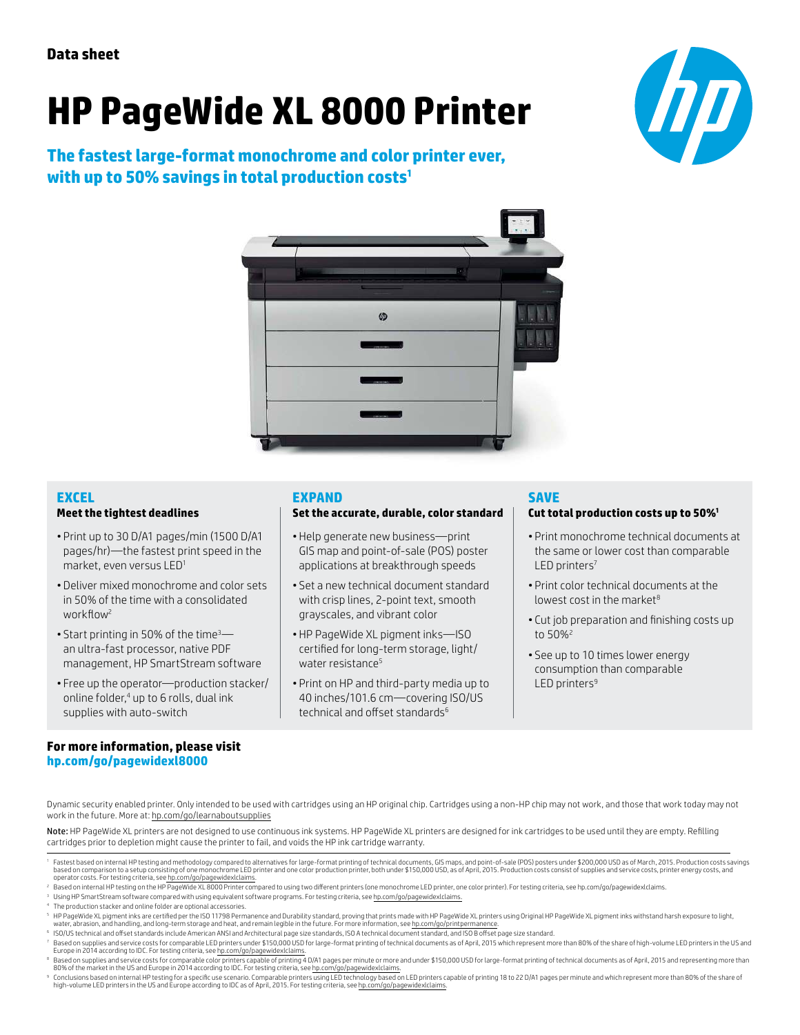Data sheet

# HP PageWide XL 8000 Printer

## The fastest large-format monochrome and color printer ever, with up to 50% savings in total production costs[1]

### EXCEL

**Meet the tightest deadlines**

- Print up to 30 D/A1 pages/min (1500 D/A1 pages/hr)—the fastest print speed in the market, even versus LED[1]
- Deliver mixed monochrome and color sets in 50% of the time with a consolidated workflow[2]
- Start printing in 50% of the time[3]—an ultra-fast processor, native PDF management, HP SmartStream software
- Free up the operator—production stacker/online folder,[4] up to 6 rolls, dual ink supplies with auto-switch

### EXPAND

**Set the accurate, durable, color standard**

- Help generate new business—print GIS map and point-of-sale (POS) poster applications at breakthrough speeds
- Set a new technical document standard with crisp lines, 2-point text, smooth grayscales, and vibrant color
- HP PageWide XL pigment inks—ISO certified for long-term storage, light/water resistance[5]
- Print on HP and third-party media up to 40 inches/101.6 cm—covering ISO/US technical and offset standards[6]

### SAVE

**Cut total production costs up to 50%[1]**

- Print monochrome technical documents at the same or lower cost than comparable LED printers[7]
- Print color technical documents at the lowest cost in the market[8]
- Cut job preparation and finishing costs up to 50%[2]
- See up to 10 times lower energy consumption than comparable LED printers[9]

**For more information, please visit**
**hp.com/go/pagewidexl8000**

Dynamic security enabled printer. Only intended to be used with cartridges using an HP original chip. Cartridges using a non-HP chip may not work, and those that work today may not work in the future. More at: hp.com/go/learnaboutsupplies

Note: HP PageWide XL printers are not designed to use continuous ink systems. HP PageWide XL printers are designed for ink cartridges to be used until they are empty. Refilling cartridges prior to depletion might cause the printer to fail, and voids the HP ink cartridge warranty.

1. Fastest based on internal HP testing and methodology compared to alternatives for large-format printing of technical documents, GIS maps, and point-of-sale (POS) posters under $200,000 USD as of March, 2015. Production costs savings based on comparison to a setup consisting of one monochrome LED printer and one color production printer, both under $150,000 USD, as of April, 2015. Production costs consist of supplies and service costs, printer energy costs, and operator costs. For testing criteria, see hp.com/go/pagewidexlclaims.
2. Based on internal HP testing on the HP PageWide XL 8000 Printer compared to using two different printers (one monochrome LED printer, one color printer). For testing criteria, see hp.com/go/pagewidexlclaims.
3. Using HP SmartStream software compared with using equivalent software programs. For testing criteria, see hp.com/go/pagewidexlclaims.
4. The production stacker and online folder are optional accessories.
5. HP PageWide XL pigment inks are certified per the ISO 11798 Permanence and Durability standard, proving that prints made with HP PageWide XL printers using Original HP PageWide XL pigment inks withstand harsh exposure to light, water, abrasion, and handling, and long-term storage and heat, and remain legible in the future. For more information, see hp.com/go/printpermanence.
6. ISO/US technical and offset standards include American ANSI and Architectural page size standards, ISO A technical document standard, and ISO B offset page size standard.
7. Based on supplies and service costs for comparable LED printers under $150,000 USD for large-format printing of technical documents as of April, 2015 which represent more than 80% of the share of high-volume LED printers in the US and Europe in 2014 according to IDC. For testing criteria, see hp.com/go/pagewidexlclaims.
8. Based on supplies and service costs for comparable color printers capable of printing 4 D/A1 pages per minute or more and under $150,000 USD for large-format printing of technical documents as of April, 2015 and representing more than 80% of the market in the US and Europe in 2014 according to IDC. For testing criteria, see hp.com/go/pagewidexlclaims.
9. Conclusions based on internal HP testing for a specific use scenario. Comparable printers using LED technology based on LED printers capable of printing 18 to 22 D/A1 pages per minute and which represent more than 80% of the share of high-volume LED printers in the US and Europe according to IDC as of April, 2015. For testing criteria, see hp.com/go/pagewidexlclaims.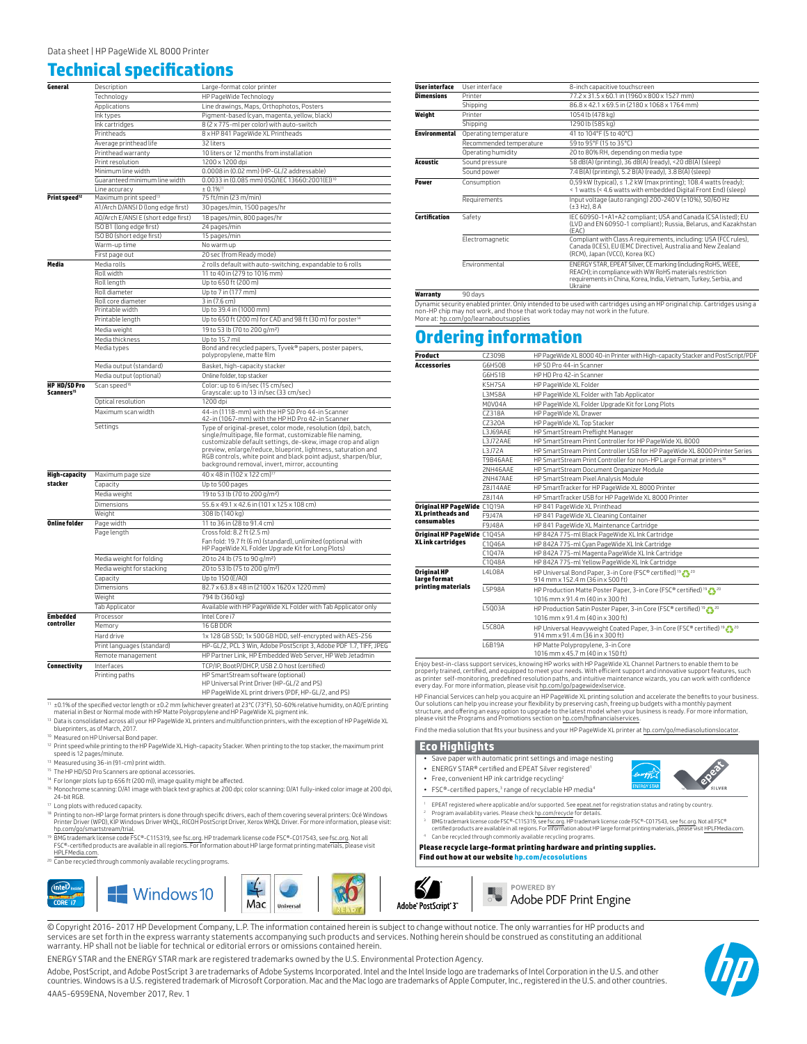Data sheet | HP PageWide XL 8000 Printer

# Technical specifications

| | | |
|---|---|---|
| **General** | Description | Large-format color printer |
| | Technology | HP PageWide Technology |
| | Applications | Line drawings, Maps, Orthophotos, Posters |
| | Ink types | Pigment-based (cyan, magenta, yellow, black) |
| | Ink cartridges | 8 (2 x 775-ml per color) with auto-switch |
| | Printheads | 8 x HP 841 PageWide XL Printheads |
| | Average printhead life | 32 liters |
| | Printhead warranty | 10 liters or 12 months from installation |
| | Print resolution | 1200 x 1200 dpi |
| | Minimum line width | 0.0008 in (0.02 mm) (HP-GL/2 addressable) |
| | Guaranteed minimum line width | 0.0033 in (0.085 mm) (ISO/IEC 13660:2001(E))[10] |
| | Line accuracy | ± 0.1%[11] |
| **Print speed[12]** | Maximum print speed[13] | 75 ft/min (23 m/min) |
| | A1/Arch D/ANSI D (long edge first) | 30 pages/min, 1500 pages/hr |
| | A0/Arch E/ANSI E (short edge first) | 18 pages/min, 800 pages/hr |
| | ISO B1 (long edge first) | 24 pages/min |
| | ISO B0 (short edge first) | 15 pages/min |
| | Warm-up time | No warm up |
| | First page out | 20 sec (from Ready mode) |
| **Media** | Media rolls | 2 rolls default with auto-switching, expandable to 6 rolls |
| | Roll width | 11 to 40 in (279 to 1016 mm) |
| | Roll length | Up to 650 ft (200 m) |
| | Roll diameter | Up to 7 in (177 mm) |
| | Roll core diameter | 3 in (7.6 cm) |
| | Printable width | Up to 39.4 in (1000 mm) |
| | Printable length | Up to 650 ft (200 m) for CAD and 98 ft (30 m) for poster[14] |
| | Media weight | 19 to 53 lb (70 to 200 g/m²) |
| | Media thickness | Up to 15.7 mil |
| | Media types | Bond and recycled papers, Tyvek® papers, poster papers, polypropylene, matte film |
| | Media output (standard) | Basket, high-capacity stacker |
| | Media output (optional) | Online folder, top stacker |
| **HP HD/SD Pro Scanners[15]** | Scan speed[16] | Color: up to 6 in/sec (15 cm/sec) Grayscale: up to 13 in/sec (33 cm/sec) |
| | Optical resolution | 1200 dpi |
| | Maximum scan width | 44-in (1118-mm) with the HP SD Pro 44-in Scanner 42-in (1067-mm) with the HP HD Pro 42-in Scanner |
| | Settings | Type of original-preset, color mode, resolution (dpi), batch, single/multipage, file format, customizable file naming, customizable default settings, de-skew, image crop and align preview, enlarge/reduce, blueprint, lightness, saturation and RGB controls, white point and black point adjust, sharpen/blur, background removal, invert, mirror, accounting |
| **High-capacity stacker** | Maximum page size | 40 x 48 in (102 x 122 cm)[17] |
| | Capacity | Up to 500 pages |
| | Media weight | 19 to 53 lb (70 to 200 g/m²) |
| | Dimensions | 55.6 x 49.1 x 42.6 in (101 x 125 x 108 cm) |
| | Weight | 308 lb (140 kg) |
| **Online folder** | Page width | 11 to 36 in (28 to 91.4 cm) |
| | Page length | Cross fold: 8.2 ft (2.5 m) Fan fold: 19.7 ft (6 m) (standard), unlimited (optional with HP PageWide XL Folder Upgrade Kit for Long Plots) |
| | Media weight for folding | 20 to 24 lb (75 to 90 g/m²) |
| | Media weight for stacking | 20 to 53 lb (75 to 200 g/m²) |
| | Capacity | Up to 150 (E/A0) |
| | Dimensions | 82.7 x 63.8 x 48 in (2100 x 1620 x 1220 mm) |
| | Weight | 794 lb (360 kg) |
| | Tab Applicator | Available with HP PageWide XL Folder with Tab Applicator only |
| **Embedded controller** | Processor | Intel Core i7 |
| | Memory | 16 GB DDR |
| | Hard drive | 1x 128 GB SSD; 1x 500 GB HDD, self-encrypted with AES-256 |
| | Print languages (standard) | HP-GL/2, PCL 3 Win, Adobe PostScript 3, Adobe PDF 1.7, TIFF, JPEG |
| | Remote management | HP Partner Link, HP Embedded Web Server, HP Web Jetadmin |
| **Connectivity** | Interfaces | TCP/IP, BootP/DHCP, USB 2.0 host (certified) |
| | Printing paths | HP SmartStream software (optional) HP Universal Print Driver (HP-GL/2 and PS) HP PageWide XL print drivers (PDF, HP-GL/2, and PS) |

[11] ±0.1% of the specified vector length or ±0.2 mm (whichever greater) at 23°C (73°F), 50-60% relative humidity, on A0/E printing material in Best or Normal mode with HP Matte Polypropylene and HP PageWide XL pigment ink.

[13] Data is consolidated across all your HP PageWide XL printers and multifunction printers, with the exception of HP PageWide XL blueprinters, as of March, 2017.

[10] Measured on HP Universal Bond paper.

[12] Print speed while printing to the HP PageWide XL High-capacity Stacker. When printing to the top stacker, the maximum print speed is 12 pages/minute.

[13] Measured using 36-in (91-cm) print width.

[15] The HP HD/SD Pro Scanners are optional accessories.

[14] For longer plots (up to 656 ft (200 m)), image quality might be affected.

[16] Monochrome scanning: D/A1 image with black text graphics at 200 dpi; color scanning: D/A1 fully-inked color image at 200 dpi, 24-bit RGB.

[17] Long plots with reduced capacity.

[18] Printing to non-HP large format printers is done through specific drivers, each of them covering several printers: Océ Windows Printer Driver (WPD), KIP Windows Driver WHQL, RICOH PostScript Driver, Xerox WHQL Driver. For more information, please visit: hp.com/go/smartstream/trial.

[19] BMG trademark license code FSC®-C115319, see fsc.org. HP trademark license code FSC®-C017543, see fsc.org. Not all FSC®-certified products are available in all regions. For information about HP large format printing materials, please visit HPLFMedia.com.

[20] Can be recycled through commonly available recycling programs.

| | | |
|---|---|---|
| **User interface** | User interface | 8-inch capacitive touchscreen |
| **Dimensions** | Printer | 77.2 x 31.5 x 60.1 in (1960 x 800 x 1527 mm) |
| | Shipping | 86.8 x 42.1 x 69.5 in (2180 x 1068 x 1764 mm) |
| **Weight** | Printer | 1054 lb (478 kg) |
| | Shipping | 1290 lb (585 kg) |
| **Environmental** | Operating temperature | 41 to 104°F (5 to 40°C) |
| | Recommended temperature | 59 to 95°F (15 to 35°C) |
| | Operating humidity | 20 to 80% RH, depending on media type |
| **Acoustic** | Sound pressure | 58 dB(A) (printing), 36 dB(A) (ready), <20 dB(A) (sleep) |
| | Sound power | 7.4 B(A) (printing), 5.2 B(A) (ready), 3.8 B(A) (sleep) |
| **Power** | Consumption | 0,59 kW (typical), ≤ 1.2 kW (max printing); 108.4 watts (ready); < 1 watts (< 4.6 watts with embedded Digital Front End) (sleep) |
| | Requirements | Input voltage (auto ranging) 200-240 V (±10%), 50/60 Hz (±3 Hz), 8 A |
| **Certification** | Safety | IEC 60950-1+A1+A2 compliant; USA and Canada (CSA listed); EU (LVD and EN 60950-1 compliant); Russia, Belarus, and Kazakhstan (EAC) |
| | Electromagnetic | Compliant with Class A requirements, including: USA (FCC rules), Canada (ICES), EU (EMC Directive), Australia and New Zealand (RCM), Japan (VCCI), Korea (KC) |
| | Environmental | ENERGY STAR, EPEAT Silver, CE marking (including RoHS, WEEE, REACH); in compliance with WW RoHS materials restriction requirements in China, Korea, India, Vietnam, Turkey, Serbia, and Ukraine |
| **Warranty** | 90 days | |

Dynamic security enabled printer. Only intended to be used with cartridges using an HP original chip. Cartridges using a non-HP chip may not work, and those that work today may not work in the future. More at: hp.com/go/learnaboutsupplies

# Ordering information

| | | |
|---|---|---|
| **Product** | CZ309B | HP PageWide XL 8000 40-in Printer with High-capacity Stacker and PostScript/PDF |
| **Accessories** | G6H50B | HP SD Pro 44-in Scanner |
| | G6H51B | HP HD Pro 42-in Scanner |
| | K5H75A | HP PageWide XL Folder |
| | L3M58A | HP PageWide XL Folder with Tab Applicator |
| | M0V04A | HP PageWide XL Folder Upgrade Kit for Long Plots |
| | CZ318A | HP PageWide XL Drawer |
| | CZ320A | HP PageWide XL Top Stacker |
| | L3J69AAE | HP SmartStream Preflight Manager |
| | L3J72AAE | HP SmartStream Print Controller for HP PageWide XL 8000 |
| | L3J72A | HP SmartStream Print Controller USB for HP PageWide XL 8000 Printer Series |
| | T9B46AAE | HP SmartStream Print Controller for non-HP Large Format printers[18] |
| | 2NH46AAE | HP SmartStream Document Organizer Module |
| | 2NH47AAE | HP SmartStream Pixel Analysis Module |
| | Z8J14AAE | HP SmartTracker for HP PageWide XL 8000 Printer |
| | Z8J14A | HP SmartTracker USB for HP PageWide XL 8000 Printer |
| **Original HP PageWide XL printheads and consumables** | C1Q19A | HP 841 PageWide XL Printhead |
| | F9J47A | HP 841 PageWide XL Cleaning Container |
| | F9J48A | HP 841 PageWide XL Maintenance Cartridge |
| **Original HP PageWide XL ink cartridges** | C1Q45A | HP 842A 775-ml Black PageWide XL Ink Cartridge |
| | C1Q46A | HP 842A 775-ml Cyan PageWide XL Ink Cartridge |
| | C1Q47A | HP 842A 775-ml Magenta PageWide XL Ink Cartridge |
| | C1Q48A | HP 842A 775-ml Yellow PageWide XL Ink Cartridge |
| **Original HP large format printing materials** | L4L08A | HP Universal Bond Paper, 3-in Core (FSC® certified)[19][20] 914 mm x 152.4 m (36 in x 500 ft) |
| | L5P98A | HP Production Matte Poster Paper, 3-in Core (FSC® certified)[19][20] 1016 mm x 91.4 m (40 in x 300 ft) |
| | L5Q03A | HP Production Satin Poster Paper, 3-in Core (FSC® certified)[19][20] 1016 mm x 91.4 m (40 in x 300 ft) |
| | L5C80A | HP Universal Heavyweight Coated Paper, 3-in Core (FSC® certified)[19][20] 914 mm x 91.4 m (36 in x 300 ft) |
| | L6B19A | HP Matte Polypropylene, 3-in Core 1016 mm x 45.7 m (40 in x 150 ft) |

Enjoy best-in-class support services, knowing HP works with HP PageWide XL Channel Partners to enable them to be properly trained, certified, and equipped to meet your needs. With efficient support and innovative support features, such as printer self-monitoring, predefined resolution paths, and intuitive maintenance wizards, you can work with confidence every day. For more information, please visit hp.com/go/pagewidexlservice.

HP Financial Services can help you acquire an HP PageWide XL printing solution and accelerate the benefits to your business. Our solutions can help you increase your flexibility by preserving cash, freeing up budgets with a monthly payment structure, and offering an easy option to upgrade to the latest model when your business is ready. For more information, please visit the Programs and Promotions section on hp.com/hpfinancialservices.

Find the media solution that fits your business and your HP PageWide XL printer at hp.com/go/mediasolutionslocator.

## Eco Highlights

- Save paper with automatic print settings and image nesting
- ENERGY STAR® certified and EPEAT Silver registered[1]
- Free, convenient HP ink cartridge recycling[2]
- FSC®-certified papers,[3] range of recyclable HP media[4]

[1] EPEAT registered where applicable and/or supported. See epeat.net for registration status and rating by country.

[2] Program availability varies. Please check hp.com/recycle for details.

[3] BMG trademark license code FSC®-C115319, see fsc.org. HP trademark license code FSC®-C017543, see fsc.org. Not all FSC® certified products are available in all regions. For information about HP large format printing materials, please visit HPLFMedia.com.

[4] Can be recycled through commonly available recycling programs.

**Please recycle large-format printing hardware and printing supplies.**
**Find out how at our website hp.com/ecosolutions**

POWERED BY Adobe PDF Print Engine

© Copyright 2016- 2017 HP Development Company, L.P. The information contained herein is subject to change without notice. The only warranties for HP products and services are set forth in the express warranty statements accompanying such products and services. Nothing herein should be construed as constituting an additional warranty. HP shall not be liable for technical or editorial errors or omissions contained herein.

ENERGY STAR and the ENERGY STAR mark are registered trademarks owned by the U.S. Environmental Protection Agency.

Adobe, PostScript, and Adobe PostScript 3 are trademarks of Adobe Systems Incorporated. Intel and the Intel Inside logo are trademarks of Intel Corporation in the U.S. and other countries. Windows is a U.S. registered trademark of Microsoft Corporation. Mac and the Mac logo are trademarks of Apple Computer, Inc., registered in the U.S. and other countries.

4AA5-6959ENA, November 2017, Rev. 1